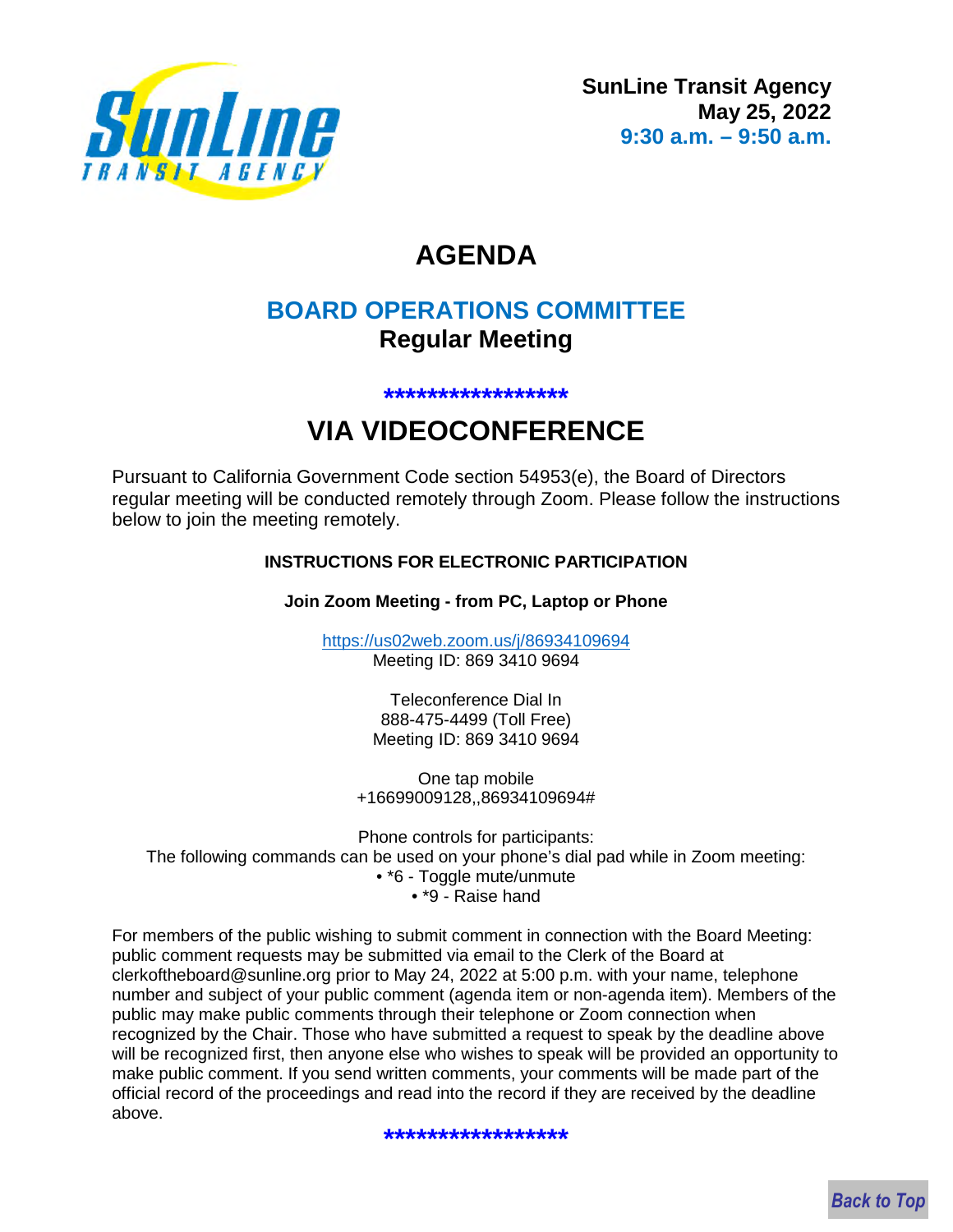**SunLine Transit Agency**
**May 25, 2022**
**9:30 a.m. – 9:50 a.m.**

# AGENDA

## BOARD OPERATIONS COMMITTEE
## Regular Meeting

******************

# VIA VIDEOCONFERENCE

Pursuant to California Government Code section 54953(e), the Board of Directors regular meeting will be conducted remotely through Zoom. Please follow the instructions below to join the meeting remotely.

**INSTRUCTIONS FOR ELECTRONIC PARTICIPATION**

**Join Zoom Meeting - from PC, Laptop or Phone**

https://us02web.zoom.us/j/86934109694
Meeting ID: 869 3410 9694

Teleconference Dial In
888-475-4499 (Toll Free)
Meeting ID: 869 3410 9694

One tap mobile
+16699009128,,86934109694#

Phone controls for participants:
The following commands can be used on your phone's dial pad while in Zoom meeting:
- *6 - Toggle mute/unmute
- *9 - Raise hand

For members of the public wishing to submit comment in connection with the Board Meeting: public comment requests may be submitted via email to the Clerk of the Board at clerkoftheboard@sunline.org prior to May 24, 2022 at 5:00 p.m. with your name, telephone number and subject of your public comment (agenda item or non-agenda item). Members of the public may make public comments through their telephone or Zoom connection when recognized by the Chair. Those who have submitted a request to speak by the deadline above will be recognized first, then anyone else who wishes to speak will be provided an opportunity to make public comment. If you send written comments, your comments will be made part of the official record of the proceedings and read into the record if they are received by the deadline above.

******************

Back to Top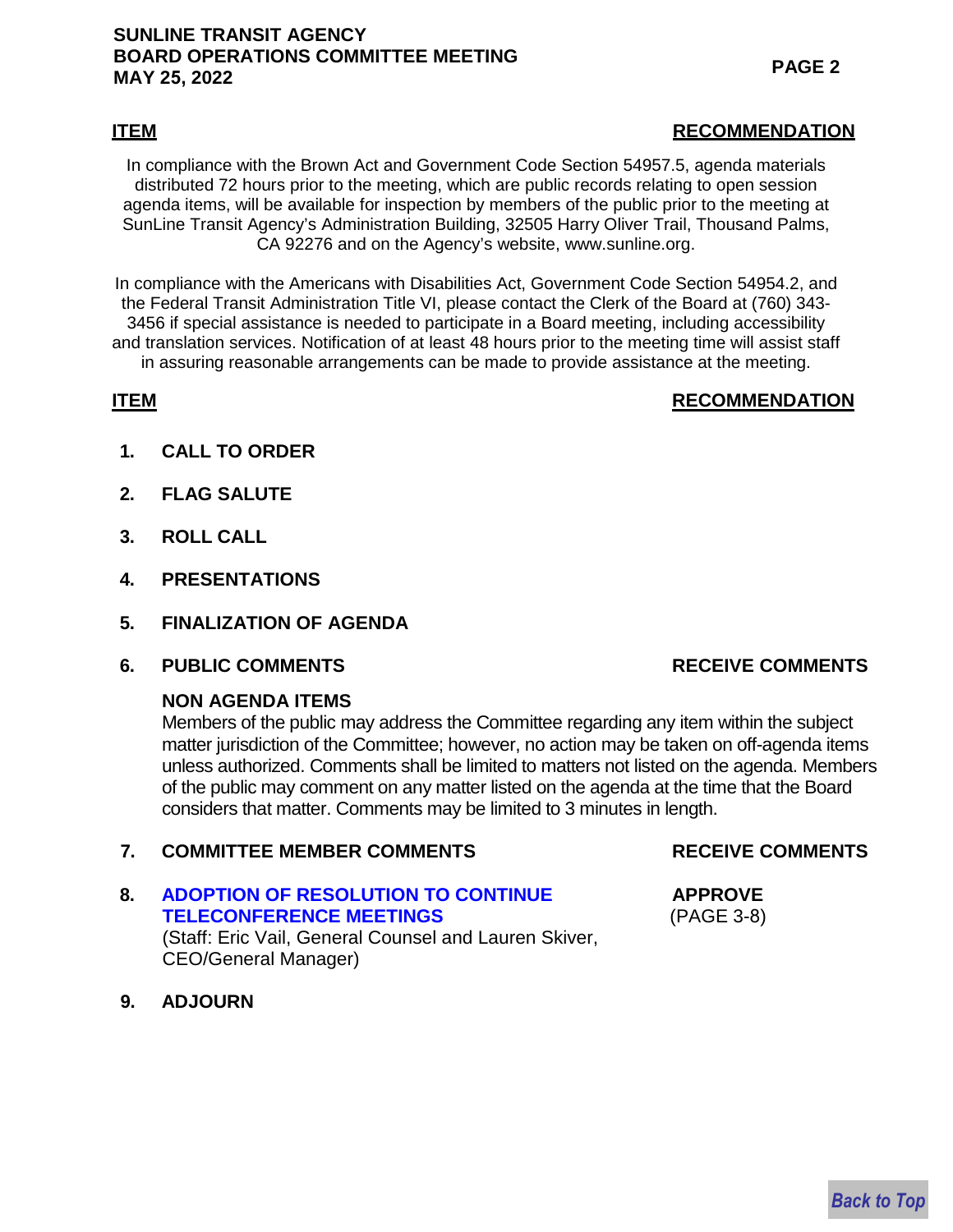**ITEM** **RECOMMENDATION**

In compliance with the Brown Act and Government Code Section 54957.5, agenda materials distributed 72 hours prior to the meeting, which are public records relating to open session agenda items, will be available for inspection by members of the public prior to the meeting at SunLine Transit Agency's Administration Building, 32505 Harry Oliver Trail, Thousand Palms, CA 92276 and on the Agency's website, www.sunline.org.

In compliance with the Americans with Disabilities Act, Government Code Section 54954.2, and the Federal Transit Administration Title VI, please contact the Clerk of the Board at (760) 343-3456 if special assistance is needed to participate in a Board meeting, including accessibility and translation services. Notification of at least 48 hours prior to the meeting time will assist staff in assuring reasonable arrangements can be made to provide assistance at the meeting.

| ITEM | RECOMMENDATION |
|---|---|
| **1. CALL TO ORDER** | |
| **2. FLAG SALUTE** | |
| **3. ROLL CALL** | |
| **4. PRESENTATIONS** | |
| **5. FINALIZATION OF AGENDA** | |
| **6. PUBLIC COMMENTS** | **RECEIVE COMMENTS** |
| **7. COMMITTEE MEMBER COMMENTS** | **RECEIVE COMMENTS** |
| **8. ADOPTION OF RESOLUTION TO CONTINUE TELECONFERENCE MEETINGS** (Staff: Eric Vail, General Counsel and Lauren Skiver, CEO/General Manager) | **APPROVE** (PAGE 3-8) |
| **9. ADJOURN** | |

**NON AGENDA ITEMS**

Members of the public may address the Committee regarding any item within the subject matter jurisdiction of the Committee; however, no action may be taken on off-agenda items unless authorized. Comments shall be limited to matters not listed on the agenda. Members of the public may comment on any matter listed on the agenda at the time that the Board considers that matter. Comments may be limited to 3 minutes in length.

*Back to Top*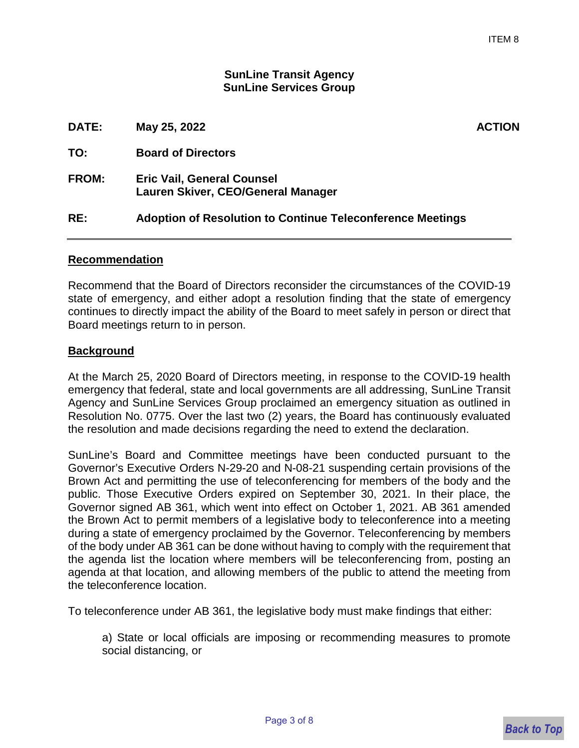ITEM 8

**SunLine Transit Agency**
**SunLine Services Group**

| | | |
|---|---|---|
| **DATE:** | **May 25, 2022** | **ACTION** |
| **TO:** | **Board of Directors** | |
| **FROM:** | **Eric Vail, General Counsel**<br>**Lauren Skiver, CEO/General Manager** | |
| **RE:** | **Adoption of Resolution to Continue Teleconference Meetings** | |

---

## Recommendation

Recommend that the Board of Directors reconsider the circumstances of the COVID-19 state of emergency, and either adopt a resolution finding that the state of emergency continues to directly impact the ability of the Board to meet safely in person or direct that Board meetings return to in person.

## Background

At the March 25, 2020 Board of Directors meeting, in response to the COVID-19 health emergency that federal, state and local governments are all addressing, SunLine Transit Agency and SunLine Services Group proclaimed an emergency situation as outlined in Resolution No. 0775. Over the last two (2) years, the Board has continuously evaluated the resolution and made decisions regarding the need to extend the declaration.

SunLine's Board and Committee meetings have been conducted pursuant to the Governor's Executive Orders N-29-20 and N-08-21 suspending certain provisions of the Brown Act and permitting the use of teleconferencing for members of the body and the public. Those Executive Orders expired on September 30, 2021. In their place, the Governor signed AB 361, which went into effect on October 1, 2021. AB 361 amended the Brown Act to permit members of a legislative body to teleconference into a meeting during a state of emergency proclaimed by the Governor. Teleconferencing by members of the body under AB 361 can be done without having to comply with the requirement that the agenda list the location where members will be teleconferencing from, posting an agenda at that location, and allowing members of the public to attend the meeting from the teleconference location.

To teleconference under AB 361, the legislative body must make findings that either:

a) State or local officials are imposing or recommending measures to promote social distancing, or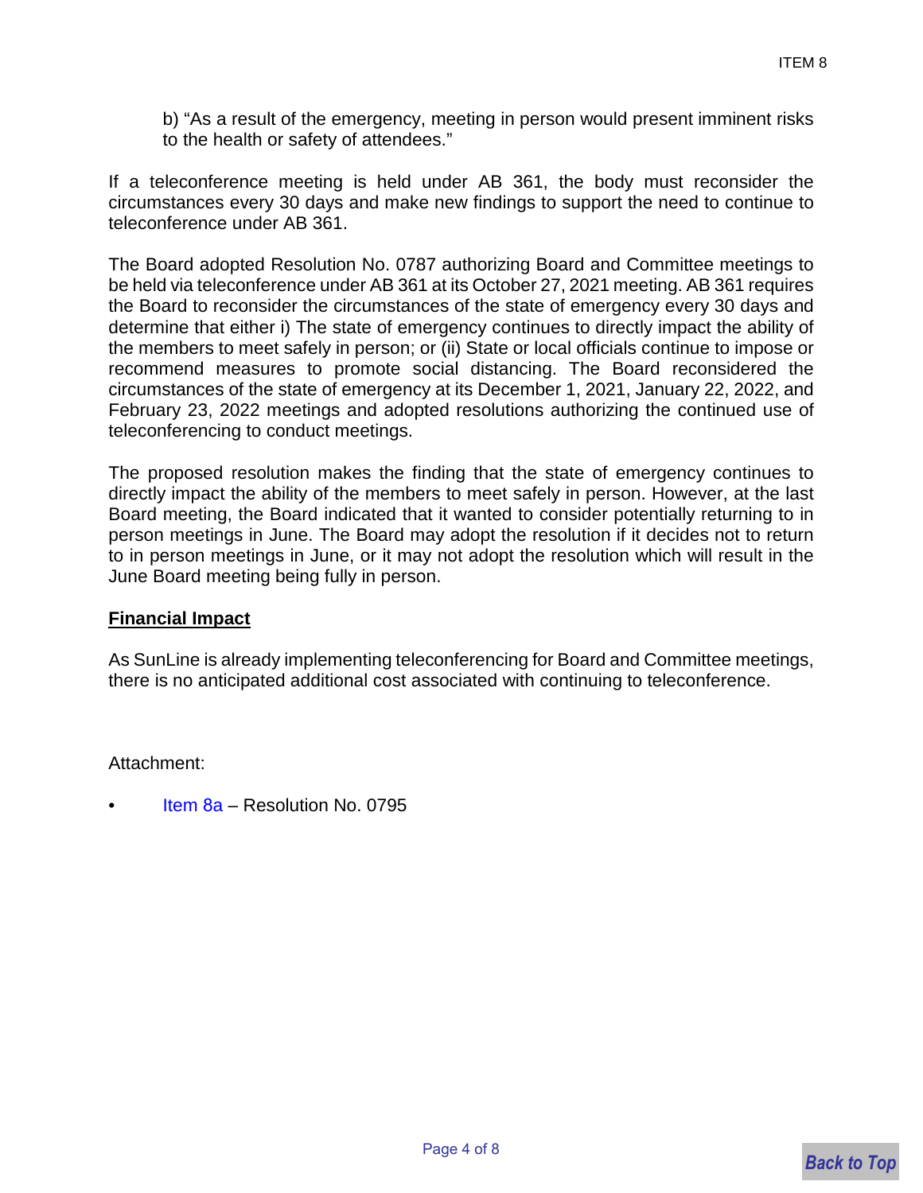b) "As a result of the emergency, meeting in person would present imminent risks to the health or safety of attendees."

If a teleconference meeting is held under AB 361, the body must reconsider the circumstances every 30 days and make new findings to support the need to continue to teleconference under AB 361.

The Board adopted Resolution No. 0787 authorizing Board and Committee meetings to be held via teleconference under AB 361 at its October 27, 2021 meeting. AB 361 requires the Board to reconsider the circumstances of the state of emergency every 30 days and determine that either i) The state of emergency continues to directly impact the ability of the members to meet safely in person; or (ii) State or local officials continue to impose or recommend measures to promote social distancing. The Board reconsidered the circumstances of the state of emergency at its December 1, 2021, January 22, 2022, and February 23, 2022 meetings and adopted resolutions authorizing the continued use of teleconferencing to conduct meetings.

The proposed resolution makes the finding that the state of emergency continues to directly impact the ability of the members to meet safely in person. However, at the last Board meeting, the Board indicated that it wanted to consider potentially returning to in person meetings in June. The Board may adopt the resolution if it decides not to return to in person meetings in June, or it may not adopt the resolution which will result in the June Board meeting being fully in person.

**Financial Impact**

As SunLine is already implementing teleconferencing for Board and Committee meetings, there is no anticipated additional cost associated with continuing to teleconference.

Attachment:

- Item 8a – Resolution No. 0795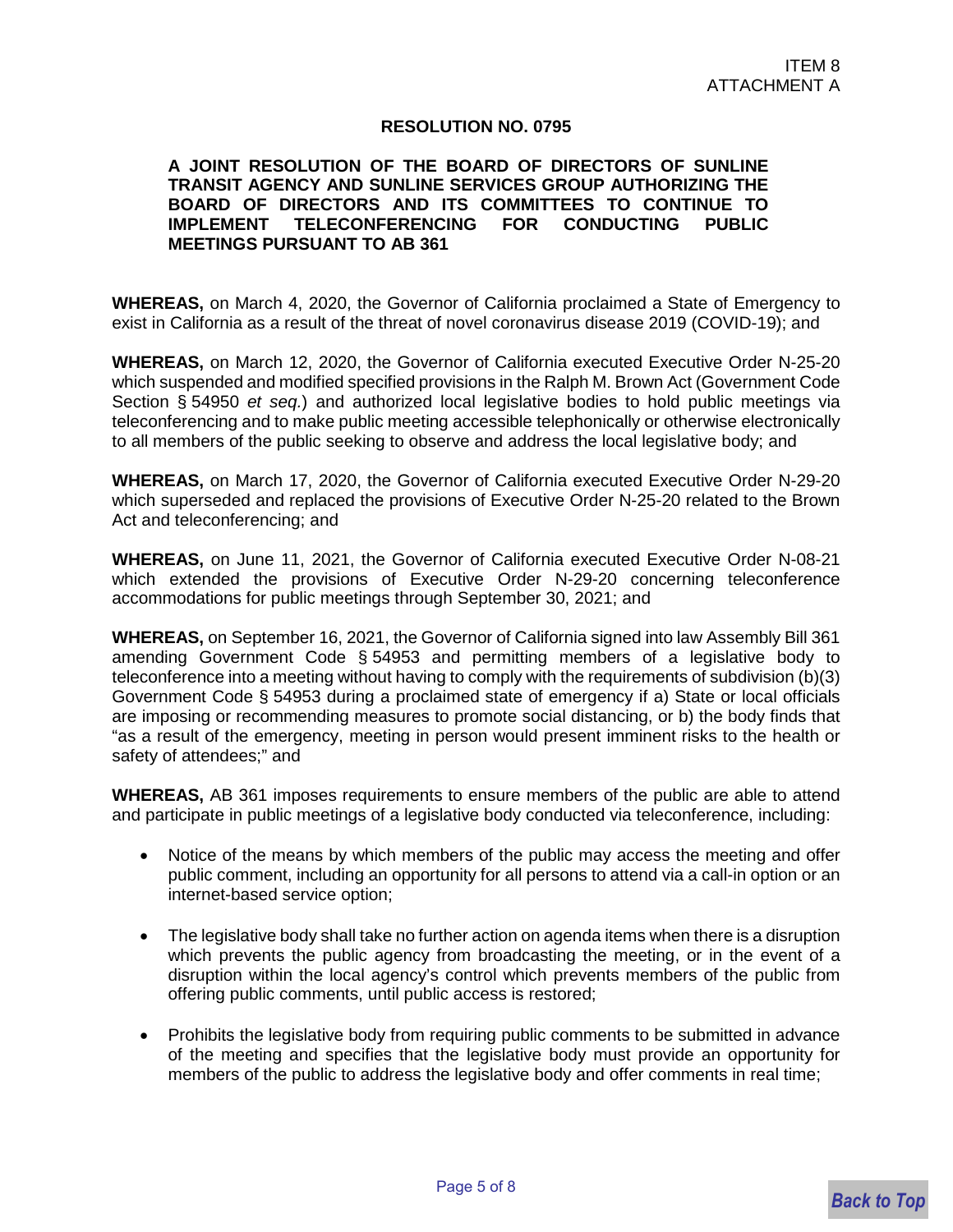ITEM 8
ATTACHMENT A

# RESOLUTION NO. 0795

**A JOINT RESOLUTION OF THE BOARD OF DIRECTORS OF SUNLINE TRANSIT AGENCY AND SUNLINE SERVICES GROUP AUTHORIZING THE BOARD OF DIRECTORS AND ITS COMMITTEES TO CONTINUE TO IMPLEMENT TELECONFERENCING FOR CONDUCTING PUBLIC MEETINGS PURSUANT TO AB 361**

**WHEREAS,** on March 4, 2020, the Governor of California proclaimed a State of Emergency to exist in California as a result of the threat of novel coronavirus disease 2019 (COVID-19); and

**WHEREAS,** on March 12, 2020, the Governor of California executed Executive Order N-25-20 which suspended and modified specified provisions in the Ralph M. Brown Act (Government Code Section § 54950 *et seq.*) and authorized local legislative bodies to hold public meetings via teleconferencing and to make public meeting accessible telephonically or otherwise electronically to all members of the public seeking to observe and address the local legislative body; and

**WHEREAS,** on March 17, 2020, the Governor of California executed Executive Order N-29-20 which superseded and replaced the provisions of Executive Order N-25-20 related to the Brown Act and teleconferencing; and

**WHEREAS,** on June 11, 2021, the Governor of California executed Executive Order N-08-21 which extended the provisions of Executive Order N-29-20 concerning teleconference accommodations for public meetings through September 30, 2021; and

**WHEREAS,** on September 16, 2021, the Governor of California signed into law Assembly Bill 361 amending Government Code § 54953 and permitting members of a legislative body to teleconference into a meeting without having to comply with the requirements of subdivision (b)(3) Government Code § 54953 during a proclaimed state of emergency if a) State or local officials are imposing or recommending measures to promote social distancing, or b) the body finds that "as a result of the emergency, meeting in person would present imminent risks to the health or safety of attendees;" and

**WHEREAS,** AB 361 imposes requirements to ensure members of the public are able to attend and participate in public meetings of a legislative body conducted via teleconference, including:

- Notice of the means by which members of the public may access the meeting and offer public comment, including an opportunity for all persons to attend via a call-in option or an internet-based service option;

- The legislative body shall take no further action on agenda items when there is a disruption which prevents the public agency from broadcasting the meeting, or in the event of a disruption within the local agency's control which prevents members of the public from offering public comments, until public access is restored;

- Prohibits the legislative body from requiring public comments to be submitted in advance of the meeting and specifies that the legislative body must provide an opportunity for members of the public to address the legislative body and offer comments in real time;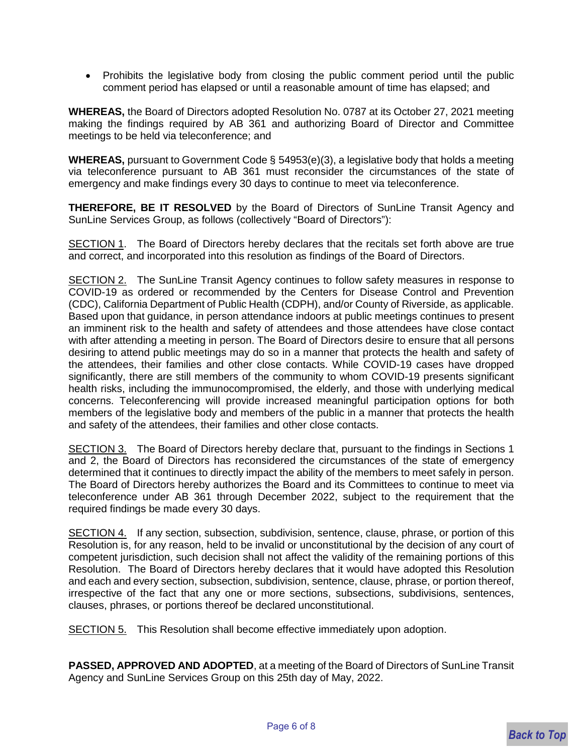- Prohibits the legislative body from closing the public comment period until the public comment period has elapsed or until a reasonable amount of time has elapsed; and

**WHEREAS,** the Board of Directors adopted Resolution No. 0787 at its October 27, 2021 meeting making the findings required by AB 361 and authorizing Board of Director and Committee meetings to be held via teleconference; and

**WHEREAS,** pursuant to Government Code § 54953(e)(3), a legislative body that holds a meeting via teleconference pursuant to AB 361 must reconsider the circumstances of the state of emergency and make findings every 30 days to continue to meet via teleconference.

**THEREFORE, BE IT RESOLVED** by the Board of Directors of SunLine Transit Agency and SunLine Services Group, as follows (collectively "Board of Directors"):

SECTION 1. The Board of Directors hereby declares that the recitals set forth above are true and correct, and incorporated into this resolution as findings of the Board of Directors.

SECTION 2. The SunLine Transit Agency continues to follow safety measures in response to COVID-19 as ordered or recommended by the Centers for Disease Control and Prevention (CDC), California Department of Public Health (CDPH), and/or County of Riverside, as applicable. Based upon that guidance, in person attendance indoors at public meetings continues to present an imminent risk to the health and safety of attendees and those attendees have close contact with after attending a meeting in person. The Board of Directors desire to ensure that all persons desiring to attend public meetings may do so in a manner that protects the health and safety of the attendees, their families and other close contacts. While COVID-19 cases have dropped significantly, there are still members of the community to whom COVID-19 presents significant health risks, including the immunocompromised, the elderly, and those with underlying medical concerns. Teleconferencing will provide increased meaningful participation options for both members of the legislative body and members of the public in a manner that protects the health and safety of the attendees, their families and other close contacts.

SECTION 3. The Board of Directors hereby declare that, pursuant to the findings in Sections 1 and 2, the Board of Directors has reconsidered the circumstances of the state of emergency determined that it continues to directly impact the ability of the members to meet safely in person. The Board of Directors hereby authorizes the Board and its Committees to continue to meet via teleconference under AB 361 through December 2022, subject to the requirement that the required findings be made every 30 days.

SECTION 4. If any section, subsection, subdivision, sentence, clause, phrase, or portion of this Resolution is, for any reason, held to be invalid or unconstitutional by the decision of any court of competent jurisdiction, such decision shall not affect the validity of the remaining portions of this Resolution. The Board of Directors hereby declares that it would have adopted this Resolution and each and every section, subsection, subdivision, sentence, clause, phrase, or portion thereof, irrespective of the fact that any one or more sections, subsections, subdivisions, sentences, clauses, phrases, or portions thereof be declared unconstitutional.

SECTION 5. This Resolution shall become effective immediately upon adoption.

**PASSED, APPROVED AND ADOPTED**, at a meeting of the Board of Directors of SunLine Transit Agency and SunLine Services Group on this 25th day of May, 2022.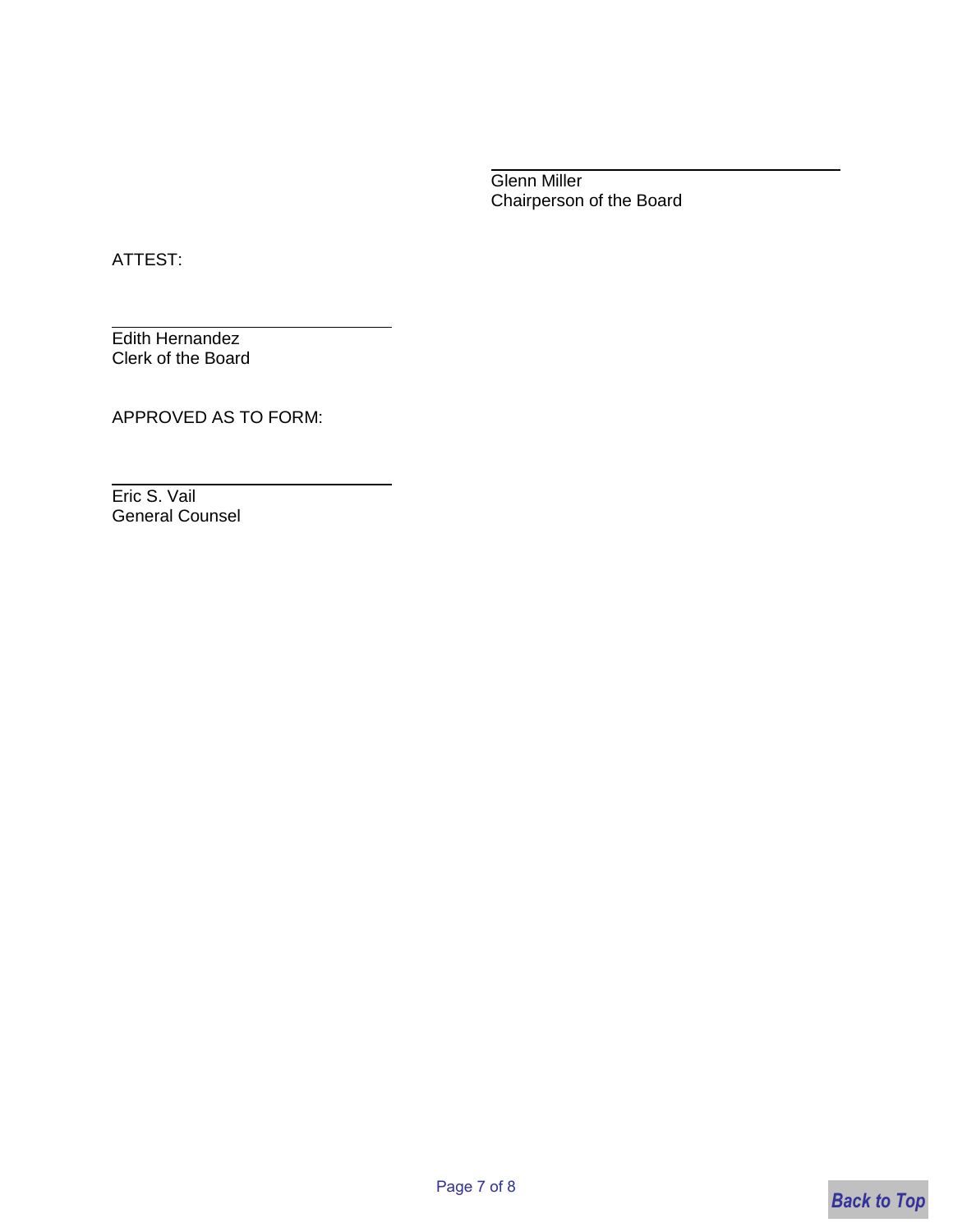\_\_\_\_\_\_\_\_\_\_\_\_\_\_\_\_\_\_\_\_\_\_\_\_\_\_\_\_\_\_\_\_\_\_\_\_

Glenn Miller
Chairperson of the Board

ATTEST:

\_\_\_\_\_\_\_\_\_\_\_\_\_\_\_\_\_\_\_\_\_\_\_\_\_\_\_\_\_\_\_\_\_\_\_\_

Edith Hernandez
Clerk of the Board

APPROVED AS TO FORM:

\_\_\_\_\_\_\_\_\_\_\_\_\_\_\_\_\_\_\_\_\_\_\_\_\_\_\_\_\_\_\_\_\_\_\_\_

Eric S. Vail
General Counsel

*Back to Top*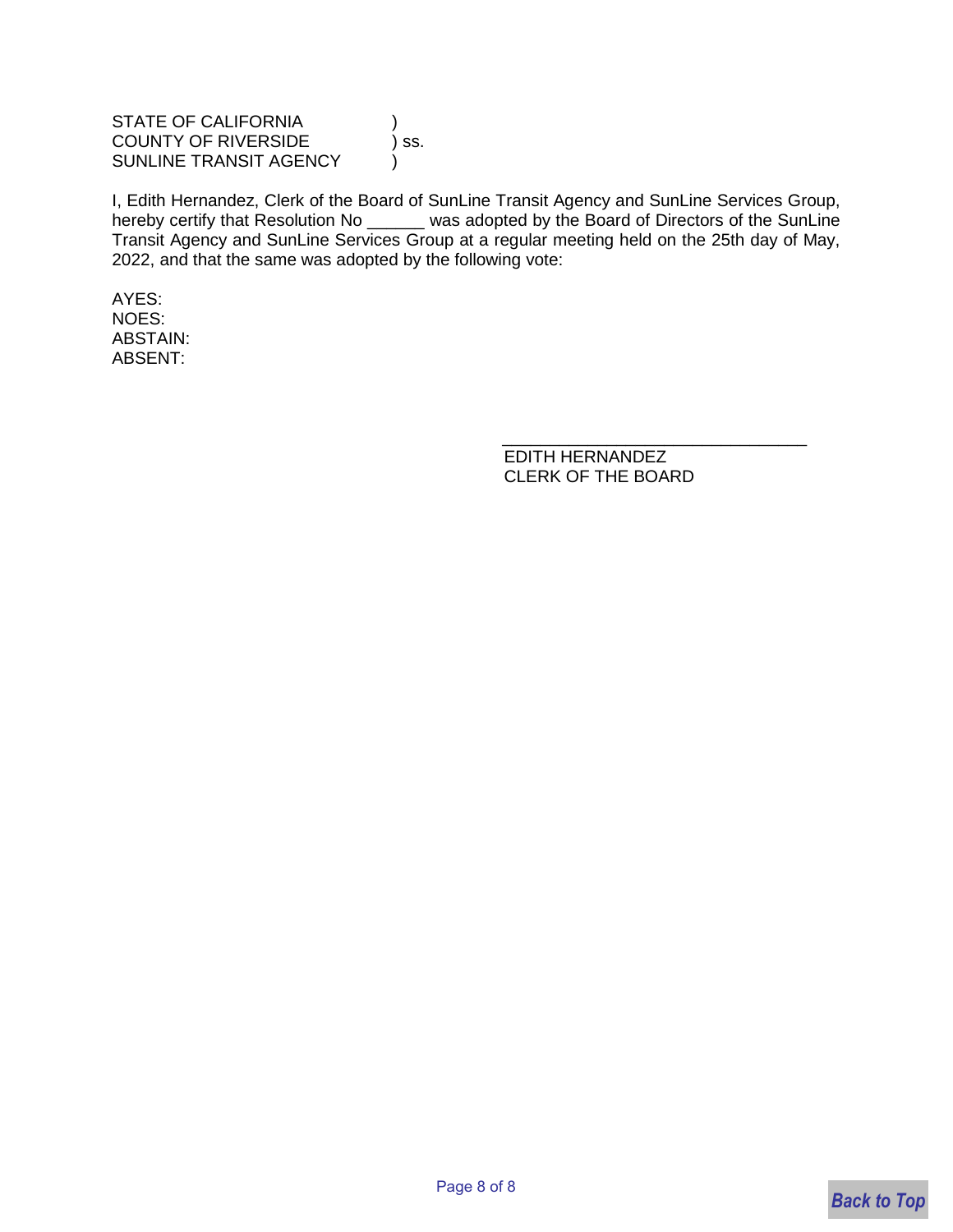STATE OF CALIFORNIA )
COUNTY OF RIVERSIDE ) ss.
SUNLINE TRANSIT AGENCY )

I, Edith Hernandez, Clerk of the Board of SunLine Transit Agency and SunLine Services Group, hereby certify that Resolution No ______ was adopted by the Board of Directors of the SunLine Transit Agency and SunLine Services Group at a regular meeting held on the 25th day of May, 2022, and that the same was adopted by the following vote:

AYES:
NOES:
ABSTAIN:
ABSENT:

_______________________________
EDITH HERNANDEZ
CLERK OF THE BOARD

Back to Top